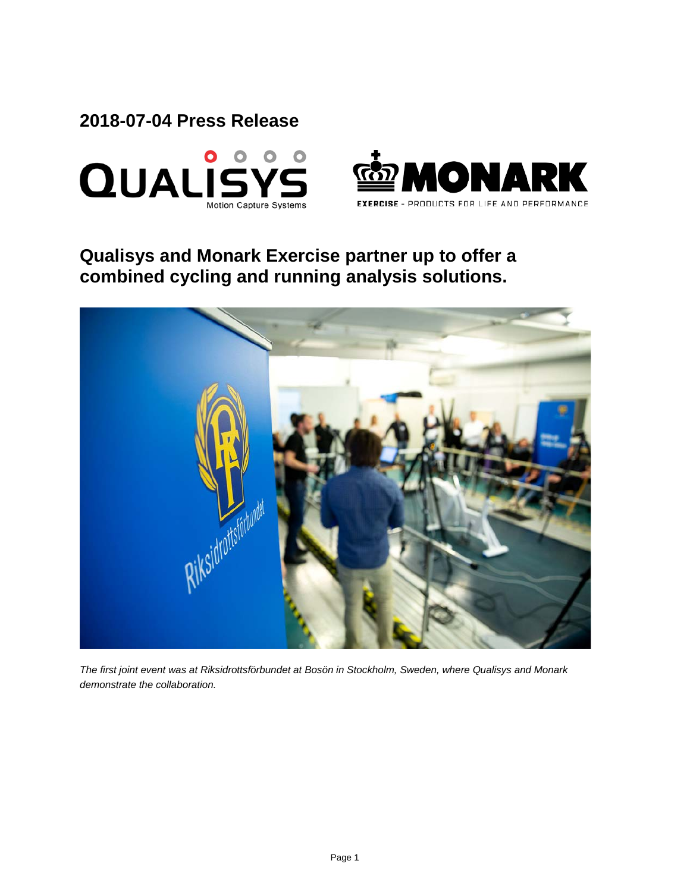## 2018-07-04 Press Release

## Qualisys and Monark Exercise partner up to offer a combined cycling and running analysis solutions.

*The first joint event was at Riksidrottsförbundet at Bosön in Stockholm, Sweden, where Qualisys and Monark demonstrate the collaboration.*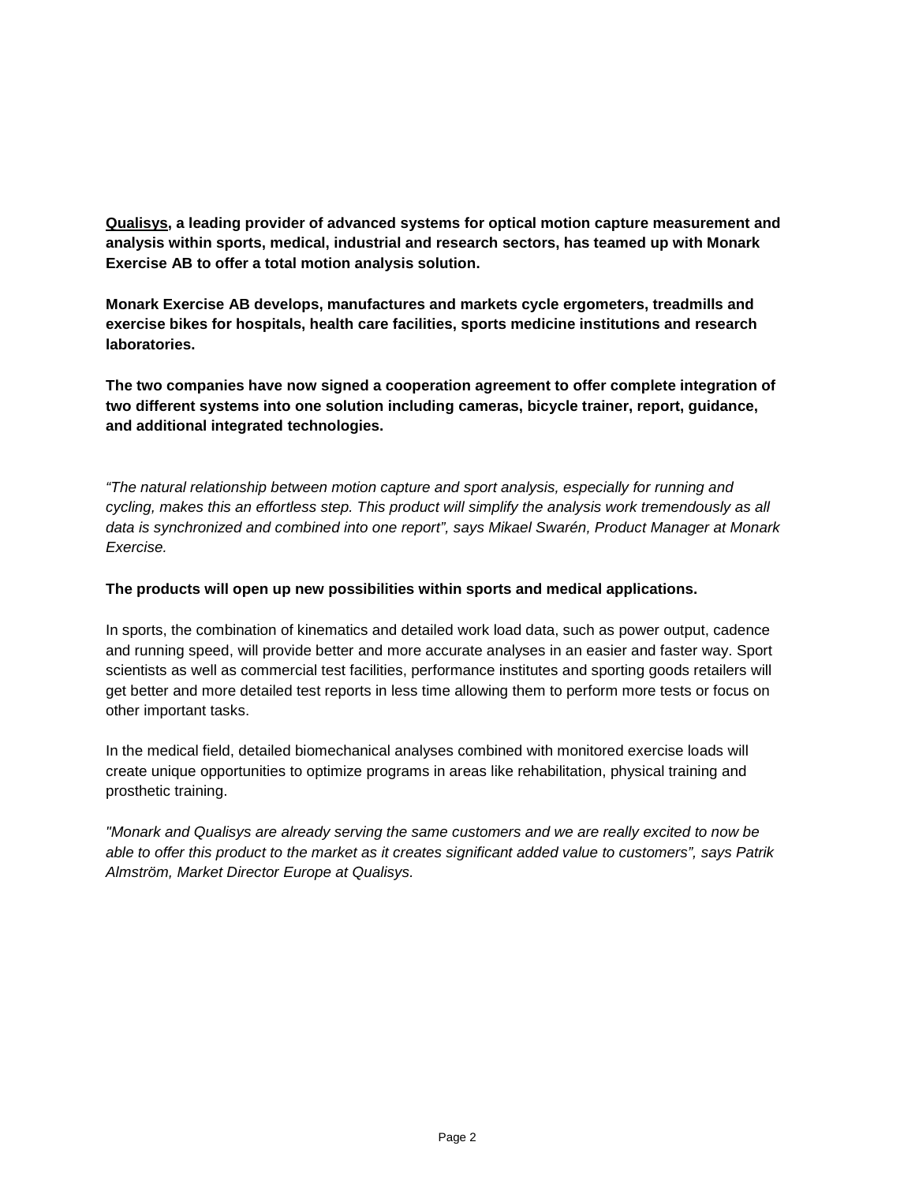**Qualisys, a leading provider of advanced systems for optical motion capture measurement and analysis within sports, medical, industrial and research sectors, has teamed up with Monark Exercise AB to offer a total motion analysis solution.**

**Monark Exercise AB develops, manufactures and markets cycle ergometers, treadmills and exercise bikes for hospitals, health care facilities, sports medicine institutions and research laboratories.**

**The two companies have now signed a cooperation agreement to offer complete integration of two different systems into one solution including cameras, bicycle trainer, report, guidance, and additional integrated technologies.**

*“The natural relationship between motion capture and sport analysis, especially for running and cycling, makes this an effortless step. This product will simplify the analysis work tremendously as all data is synchronized and combined into one report”, says Mikael Swarén, Product Manager at Monark Exercise.*

**The products will open up new possibilities within sports and medical applications.**

In sports, the combination of kinematics and detailed work load data, such as power output, cadence and running speed, will provide better and more accurate analyses in an easier and faster way. Sport scientists as well as commercial test facilities, performance institutes and sporting goods retailers will get better and more detailed test reports in less time allowing them to perform more tests or focus on other important tasks.

In the medical field, detailed biomechanical analyses combined with monitored exercise loads will create unique opportunities to optimize programs in areas like rehabilitation, physical training and prosthetic training.

*"Monark and Qualisys are already serving the same customers and we are really excited to now be able to offer this product to the market as it creates significant added value to customers”, says Patrik Almström, Market Director Europe at Qualisys.*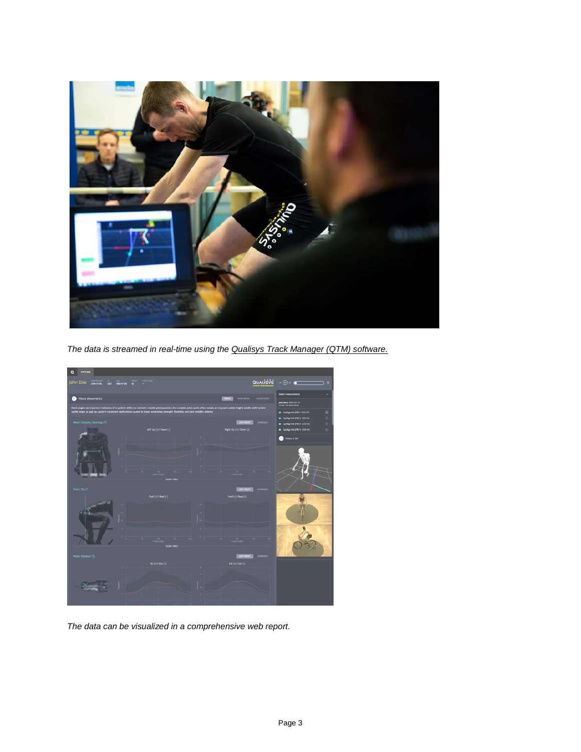*The data is streamed in real-time using the Qualisys Track Manager (QTM) software.*

*The data can be visualized in a comprehensive web report.*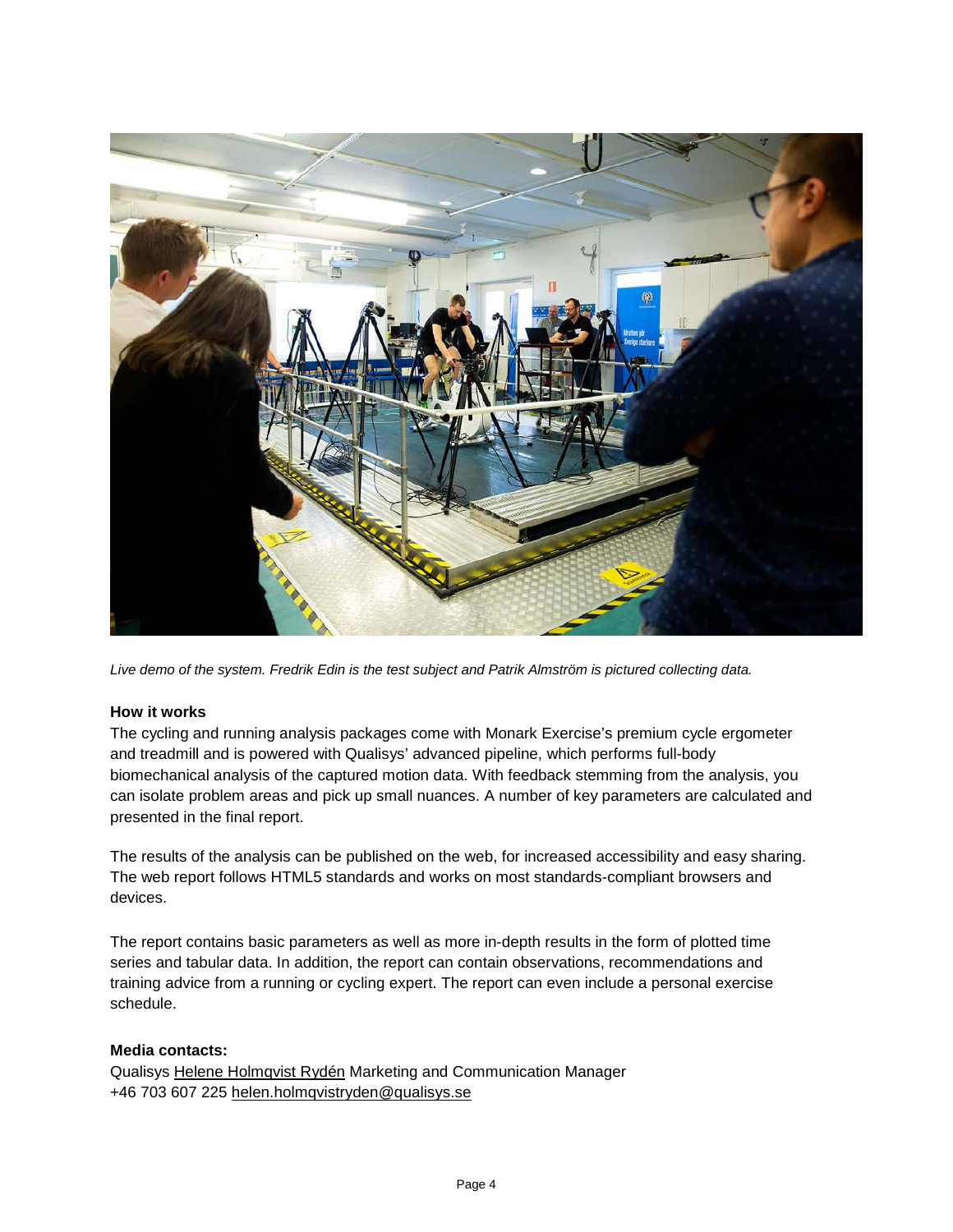*Live demo of the system. Fredrik Edin is the test subject and Patrik Almström is pictured collecting data.*

**How it works**

The cycling and running analysis packages come with Monark Exercise's premium cycle ergometer and treadmill and is powered with Qualisys' advanced pipeline, which performs full-body biomechanical analysis of the captured motion data. With feedback stemming from the analysis, you can isolate problem areas and pick up small nuances. A number of key parameters are calculated and presented in the final report.

The results of the analysis can be published on the web, for increased accessibility and easy sharing. The web report follows HTML5 standards and works on most standards-compliant browsers and devices.

The report contains basic parameters as well as more in-depth results in the form of plotted time series and tabular data. In addition, the report can contain observations, recommendations and training advice from a running or cycling expert. The report can even include a personal exercise schedule.

**Media contacts:**

Qualisys Helene Holmqvist Rydén Marketing and Communication Manager
+46 703 607 225 helen.holmqvistryden@qualisys.se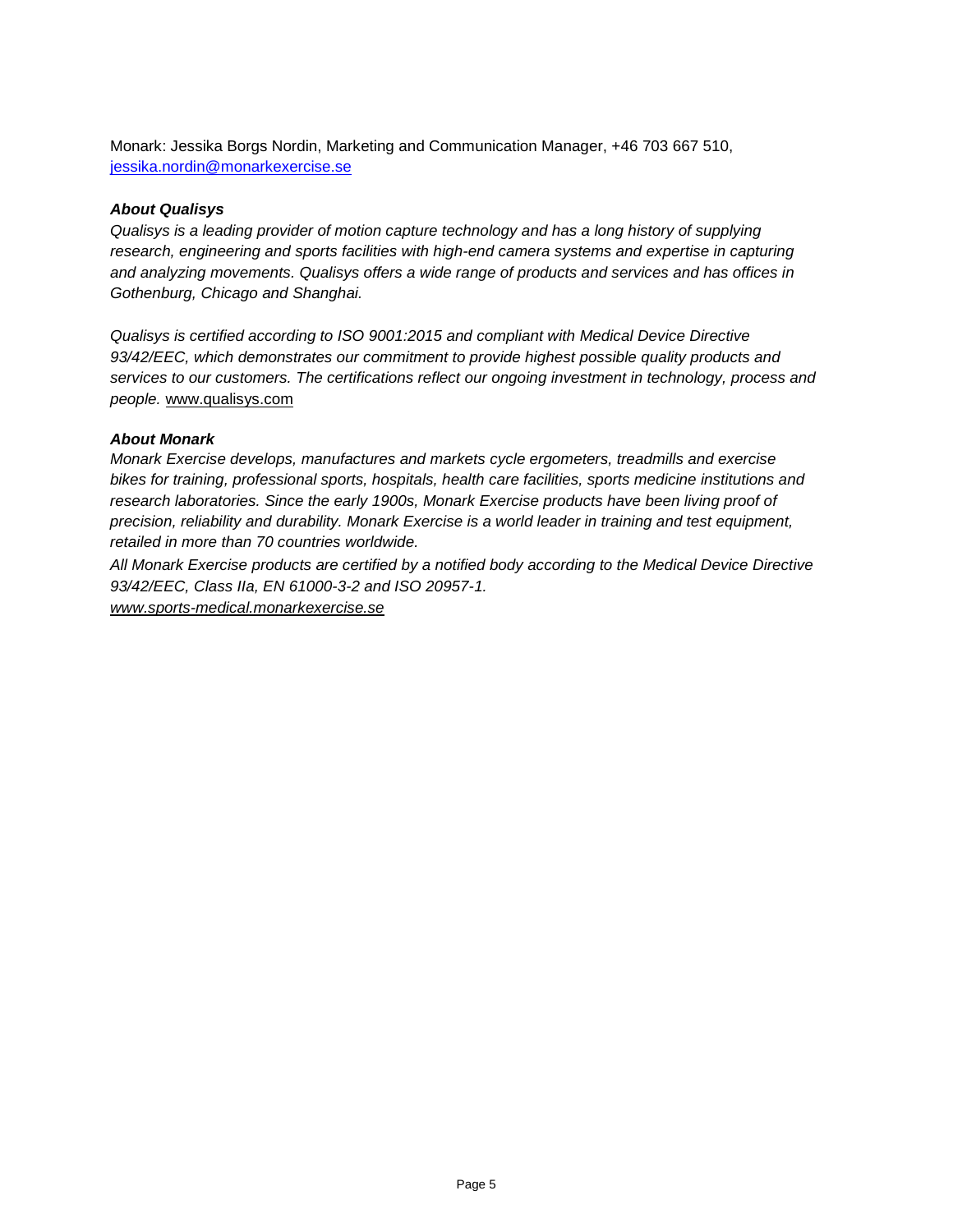Monark: Jessika Borgs Nordin, Marketing and Communication Manager, +46 703 667 510, jessika.nordin@monarkexercise.se

***About Qualisys***

*Qualisys is a leading provider of motion capture technology and has a long history of supplying research, engineering and sports facilities with high-end camera systems and expertise in capturing and analyzing movements. Qualisys offers a wide range of products and services and has offices in Gothenburg, Chicago and Shanghai.*

*Qualisys is certified according to ISO 9001:2015 and compliant with Medical Device Directive 93/42/EEC, which demonstrates our commitment to provide highest possible quality products and services to our customers. The certifications reflect our ongoing investment in technology, process and people.* www.qualisys.com

***About Monark***

*Monark Exercise develops, manufactures and markets cycle ergometers, treadmills and exercise bikes for training, professional sports, hospitals, health care facilities, sports medicine institutions and research laboratories. Since the early 1900s, Monark Exercise products have been living proof of precision, reliability and durability. Monark Exercise is a world leader in training and test equipment, retailed in more than 70 countries worldwide.*

*All Monark Exercise products are certified by a notified body according to the Medical Device Directive 93/42/EEC, Class IIa, EN 61000-3-2 and ISO 20957-1.*

*www.sports-medical.monarkexercise.se*